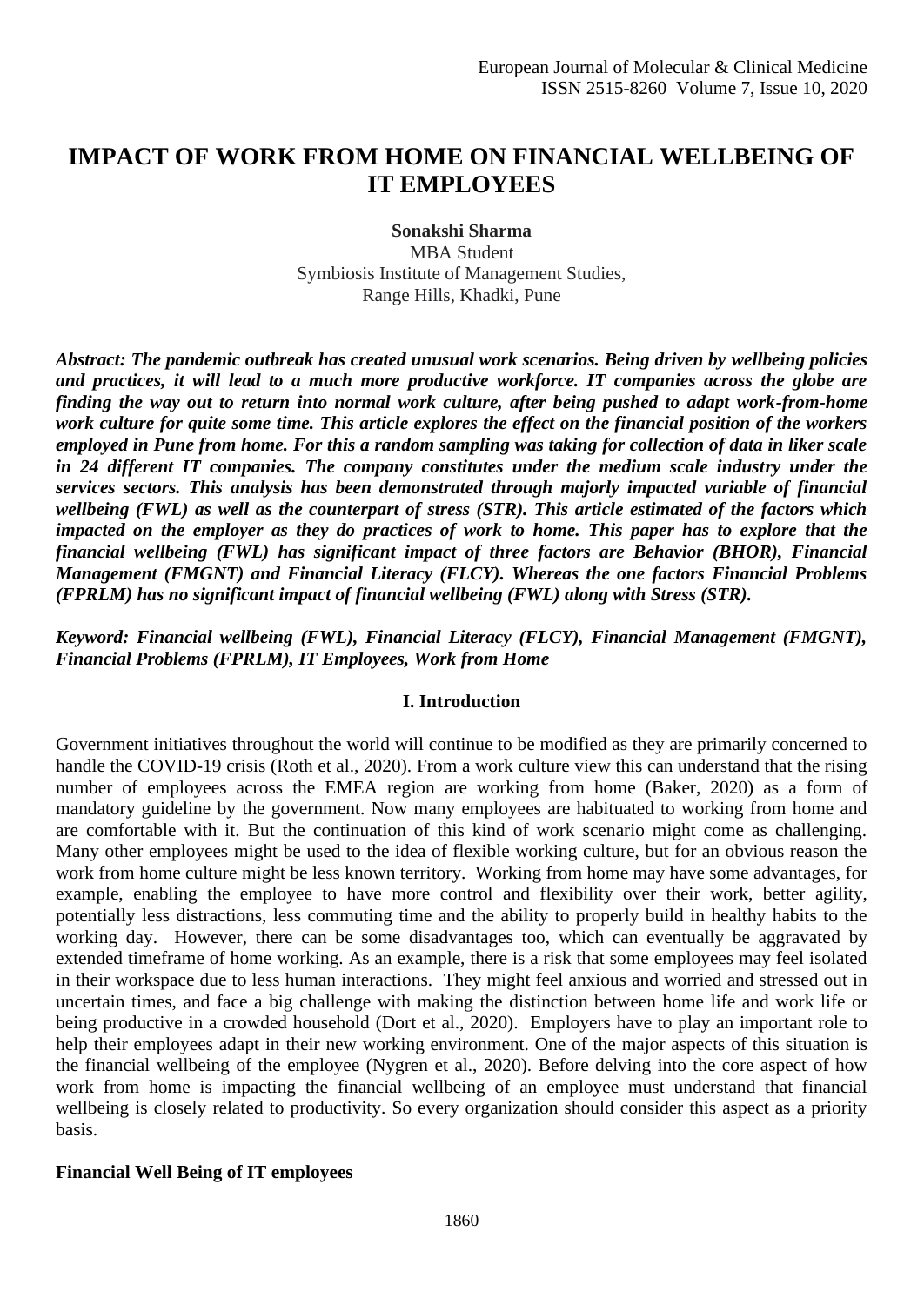# IMPACT OF WORK FROM HOME ON FINANCIAL WELLBEING OF IT EMPLOYEES

**Sonakshi Sharma**

MBA Student

Symbiosis Institute of Management Studies,

Range Hills, Khadki, Pune

***Abstract: The pandemic outbreak has created unusual work scenarios. Being driven by wellbeing policies and practices, it will lead to a much more productive workforce. IT companies across the globe are finding the way out to return into normal work culture, after being pushed to adapt work-from-home work culture for quite some time. This article explores the effect on the financial position of the workers employed in Pune from home. For this a random sampling was taking for collection of data in liker scale in 24 different IT companies. The company constitutes under the medium scale industry under the services sectors. This analysis has been demonstrated through majorly impacted variable of financial wellbeing (FWL) as well as the counterpart of stress (STR). This article estimated of the factors which impacted on the employer as they do practices of work to home. This paper has to explore that the financial wellbeing (FWL) has significant impact of three factors are Behavior (BHOR), Financial Management (FMGNT) and Financial Literacy (FLCY). Whereas the one factors Financial Problems (FPRLM) has no significant impact of financial wellbeing (FWL) along with Stress (STR).***

***Keyword: Financial wellbeing (FWL), Financial Literacy (FLCY), Financial Management (FMGNT), Financial Problems (FPRLM), IT Employees, Work from Home***

## I. Introduction

Government initiatives throughout the world will continue to be modified as they are primarily concerned to handle the COVID-19 crisis (Roth et al., 2020). From a work culture view this can understand that the rising number of employees across the EMEA region are working from home (Baker, 2020) as a form of mandatory guideline by the government. Now many employees are habituated to working from home and are comfortable with it. But the continuation of this kind of work scenario might come as challenging. Many other employees might be used to the idea of flexible working culture, but for an obvious reason the work from home culture might be less known territory. Working from home may have some advantages, for example, enabling the employee to have more control and flexibility over their work, better agility, potentially less distractions, less commuting time and the ability to properly build in healthy habits to the working day. However, there can be some disadvantages too, which can eventually be aggravated by extended timeframe of home working. As an example, there is a risk that some employees may feel isolated in their workspace due to less human interactions. They might feel anxious and worried and stressed out in uncertain times, and face a big challenge with making the distinction between home life and work life or being productive in a crowded household (Dort et al., 2020). Employers have to play an important role to help their employees adapt in their new working environment. One of the major aspects of this situation is the financial wellbeing of the employee (Nygren et al., 2020). Before delving into the core aspect of how work from home is impacting the financial wellbeing of an employee must understand that financial wellbeing is closely related to productivity. So every organization should consider this aspect as a priority basis.

**Financial Well Being of IT employees**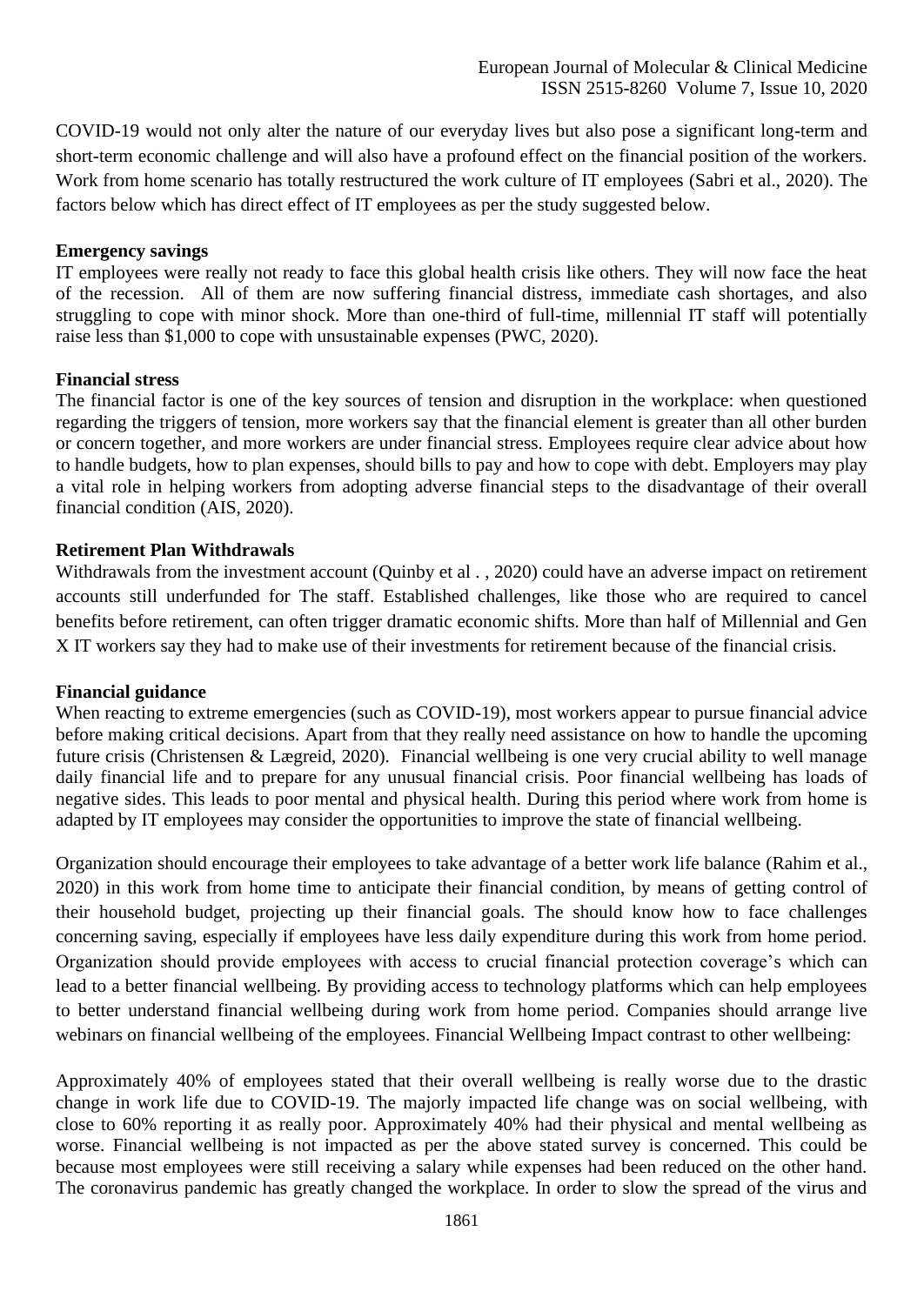COVID-19 would not only alter the nature of our everyday lives but also pose a significant long-term and short-term economic challenge and will also have a profound effect on the financial position of the workers. Work from home scenario has totally restructured the work culture of IT employees (Sabri et al., 2020). The factors below which has direct effect of IT employees as per the study suggested below.

**Emergency savings**

IT employees were really not ready to face this global health crisis like others. They will now face the heat of the recession. All of them are now suffering financial distress, immediate cash shortages, and also struggling to cope with minor shock. More than one-third of full-time, millennial IT staff will potentially raise less than $1,000 to cope with unsustainable expenses (PWC, 2020).

**Financial stress**

The financial factor is one of the key sources of tension and disruption in the workplace: when questioned regarding the triggers of tension, more workers say that the financial element is greater than all other burden or concern together, and more workers are under financial stress. Employees require clear advice about how to handle budgets, how to plan expenses, should bills to pay and how to cope with debt. Employers may play a vital role in helping workers from adopting adverse financial steps to the disadvantage of their overall financial condition (AIS, 2020).

**Retirement Plan Withdrawals**

Withdrawals from the investment account (Quinby et al . , 2020) could have an adverse impact on retirement accounts still underfunded for The staff. Established challenges, like those who are required to cancel benefits before retirement, can often trigger dramatic economic shifts. More than half of Millennial and Gen X IT workers say they had to make use of their investments for retirement because of the financial crisis.

**Financial guidance**

When reacting to extreme emergencies (such as COVID-19), most workers appear to pursue financial advice before making critical decisions. Apart from that they really need assistance on how to handle the upcoming future crisis (Christensen & Lægreid, 2020). Financial wellbeing is one very crucial ability to well manage daily financial life and to prepare for any unusual financial crisis. Poor financial wellbeing has loads of negative sides. This leads to poor mental and physical health. During this period where work from home is adapted by IT employees may consider the opportunities to improve the state of financial wellbeing.

Organization should encourage their employees to take advantage of a better work life balance (Rahim et al., 2020) in this work from home time to anticipate their financial condition, by means of getting control of their household budget, projecting up their financial goals. The should know how to face challenges concerning saving, especially if employees have less daily expenditure during this work from home period. Organization should provide employees with access to crucial financial protection coverage's which can lead to a better financial wellbeing. By providing access to technology platforms which can help employees to better understand financial wellbeing during work from home period. Companies should arrange live webinars on financial wellbeing of the employees. Financial Wellbeing Impact contrast to other wellbeing:

Approximately 40% of employees stated that their overall wellbeing is really worse due to the drastic change in work life due to COVID-19. The majorly impacted life change was on social wellbeing, with close to 60% reporting it as really poor. Approximately 40% had their physical and mental wellbeing as worse. Financial wellbeing is not impacted as per the above stated survey is concerned. This could be because most employees were still receiving a salary while expenses had been reduced on the other hand. The coronavirus pandemic has greatly changed the workplace. In order to slow the spread of the virus and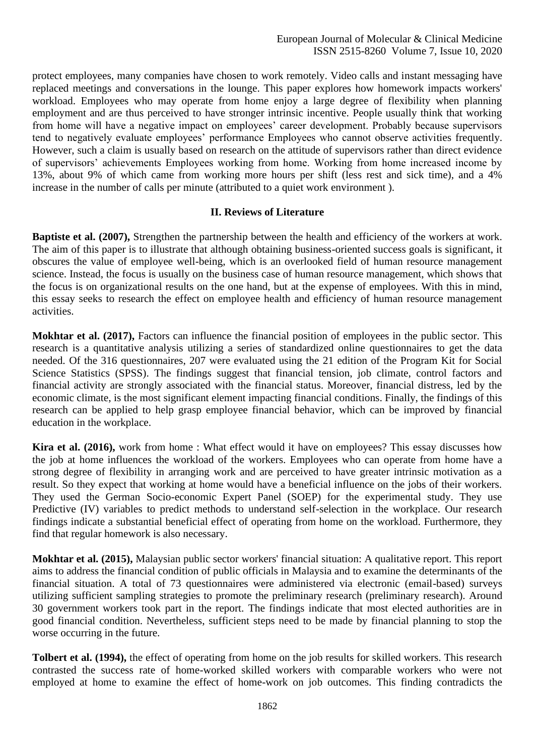protect employees, many companies have chosen to work remotely. Video calls and instant messaging have replaced meetings and conversations in the lounge. This paper explores how homework impacts workers' workload. Employees who may operate from home enjoy a large degree of flexibility when planning employment and are thus perceived to have stronger intrinsic incentive. People usually think that working from home will have a negative impact on employees' career development. Probably because supervisors tend to negatively evaluate employees' performance Employees who cannot observe activities frequently. However, such a claim is usually based on research on the attitude of supervisors rather than direct evidence of supervisors' achievements Employees working from home. Working from home increased income by 13%, about 9% of which came from working more hours per shift (less rest and sick time), and a 4% increase in the number of calls per minute (attributed to a quiet work environment ).

## II. Reviews of Literature

**Baptiste et al. (2007),** Strengthen the partnership between the health and efficiency of the workers at work. The aim of this paper is to illustrate that although obtaining business-oriented success goals is significant, it obscures the value of employee well-being, which is an overlooked field of human resource management science. Instead, the focus is usually on the business case of human resource management, which shows that the focus is on organizational results on the one hand, but at the expense of employees. With this in mind, this essay seeks to research the effect on employee health and efficiency of human resource management activities.

**Mokhtar et al. (2017),** Factors can influence the financial position of employees in the public sector. This research is a quantitative analysis utilizing a series of standardized online questionnaires to get the data needed. Of the 316 questionnaires, 207 were evaluated using the 21 edition of the Program Kit for Social Science Statistics (SPSS). The findings suggest that financial tension, job climate, control factors and financial activity are strongly associated with the financial status. Moreover, financial distress, led by the economic climate, is the most significant element impacting financial conditions. Finally, the findings of this research can be applied to help grasp employee financial behavior, which can be improved by financial education in the workplace.

**Kira et al. (2016),** work from home : What effect would it have on employees? This essay discusses how the job at home influences the workload of the workers. Employees who can operate from home have a strong degree of flexibility in arranging work and are perceived to have greater intrinsic motivation as a result. So they expect that working at home would have a beneficial influence on the jobs of their workers. They used the German Socio-economic Expert Panel (SOEP) for the experimental study. They use Predictive (IV) variables to predict methods to understand self-selection in the workplace. Our research findings indicate a substantial beneficial effect of operating from home on the workload. Furthermore, they find that regular homework is also necessary.

**Mokhtar et al. (2015),** Malaysian public sector workers' financial situation: A qualitative report. This report aims to address the financial condition of public officials in Malaysia and to examine the determinants of the financial situation. A total of 73 questionnaires were administered via electronic (email-based) surveys utilizing sufficient sampling strategies to promote the preliminary research (preliminary research). Around 30 government workers took part in the report. The findings indicate that most elected authorities are in good financial condition. Nevertheless, sufficient steps need to be made by financial planning to stop the worse occurring in the future.

**Tolbert et al. (1994),** the effect of operating from home on the job results for skilled workers. This research contrasted the success rate of home-worked skilled workers with comparable workers who were not employed at home to examine the effect of home-work on job outcomes. This finding contradicts the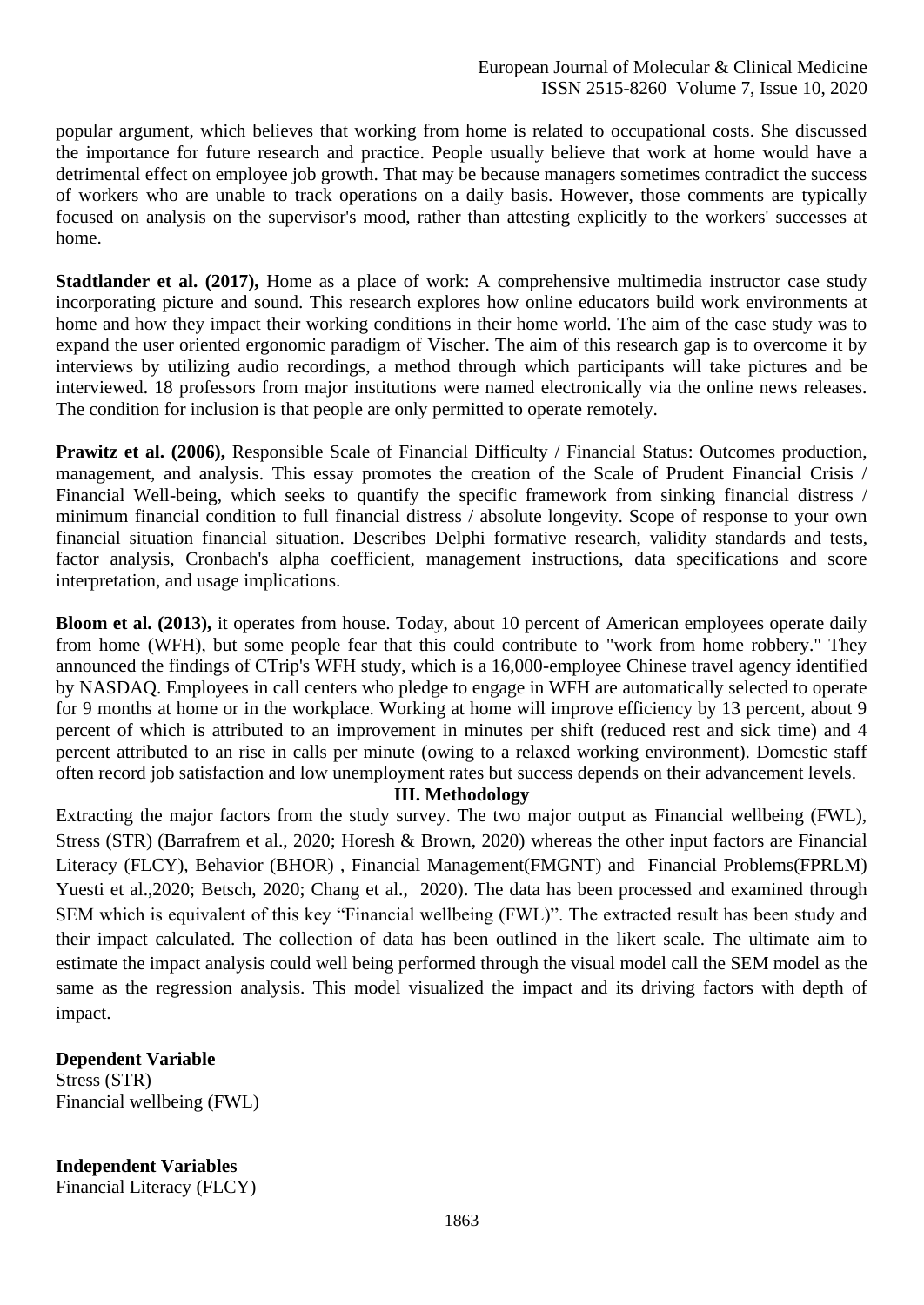popular argument, which believes that working from home is related to occupational costs. She discussed the importance for future research and practice. People usually believe that work at home would have a detrimental effect on employee job growth. That may be because managers sometimes contradict the success of workers who are unable to track operations on a daily basis. However, those comments are typically focused on analysis on the supervisor's mood, rather than attesting explicitly to the workers' successes at home.

**Stadtlander et al. (2017),** Home as a place of work: A comprehensive multimedia instructor case study incorporating picture and sound. This research explores how online educators build work environments at home and how they impact their working conditions in their home world. The aim of the case study was to expand the user oriented ergonomic paradigm of Vischer. The aim of this research gap is to overcome it by interviews by utilizing audio recordings, a method through which participants will take pictures and be interviewed. 18 professors from major institutions were named electronically via the online news releases. The condition for inclusion is that people are only permitted to operate remotely.

**Prawitz et al. (2006),** Responsible Scale of Financial Difficulty / Financial Status: Outcomes production, management, and analysis. This essay promotes the creation of the Scale of Prudent Financial Crisis / Financial Well-being, which seeks to quantify the specific framework from sinking financial distress / minimum financial condition to full financial distress / absolute longevity. Scope of response to your own financial situation financial situation. Describes Delphi formative research, validity standards and tests, factor analysis, Cronbach's alpha coefficient, management instructions, data specifications and score interpretation, and usage implications.

**Bloom et al. (2013),** it operates from house. Today, about 10 percent of American employees operate daily from home (WFH), but some people fear that this could contribute to "work from home robbery." They announced the findings of CTrip's WFH study, which is a 16,000-employee Chinese travel agency identified by NASDAQ. Employees in call centers who pledge to engage in WFH are automatically selected to operate for 9 months at home or in the workplace. Working at home will improve efficiency by 13 percent, about 9 percent of which is attributed to an improvement in minutes per shift (reduced rest and sick time) and 4 percent attributed to an rise in calls per minute (owing to a relaxed working environment). Domestic staff often record job satisfaction and low unemployment rates but success depends on their advancement levels.

## III. Methodology

Extracting the major factors from the study survey. The two major output as Financial wellbeing (FWL), Stress (STR) (Barrafrem et al., 2020; Horesh & Brown, 2020) whereas the other input factors are Financial Literacy (FLCY), Behavior (BHOR) , Financial Management(FMGNT) and Financial Problems(FPRLM) Yuesti et al.,2020; Betsch, 2020; Chang et al., 2020). The data has been processed and examined through SEM which is equivalent of this key "Financial wellbeing (FWL)". The extracted result has been study and their impact calculated. The collection of data has been outlined in the likert scale. The ultimate aim to estimate the impact analysis could well being performed through the visual model call the SEM model as the same as the regression analysis. This model visualized the impact and its driving factors with depth of impact.

**Dependent Variable**

Stress (STR)
Financial wellbeing (FWL)

**Independent Variables**

Financial Literacy (FLCY)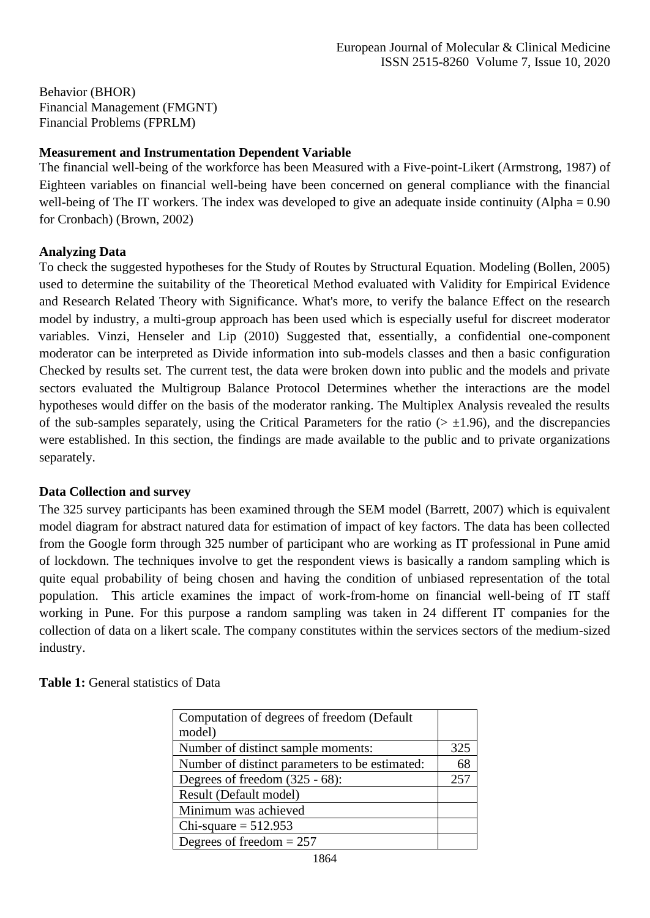Behavior (BHOR)
Financial Management (FMGNT)
Financial Problems (FPRLM)

**Measurement and Instrumentation Dependent Variable**

The financial well-being of the workforce has been Measured with a Five-point-Likert (Armstrong, 1987) of Eighteen variables on financial well-being have been concerned on general compliance with the financial well-being of The IT workers. The index was developed to give an adequate inside continuity (Alpha = 0.90 for Cronbach) (Brown, 2002)

**Analyzing Data**

To check the suggested hypotheses for the Study of Routes by Structural Equation. Modeling (Bollen, 2005) used to determine the suitability of the Theoretical Method evaluated with Validity for Empirical Evidence and Research Related Theory with Significance. What's more, to verify the balance Effect on the research model by industry, a multi-group approach has been used which is especially useful for discreet moderator variables. Vinzi, Henseler and Lip (2010) Suggested that, essentially, a confidential one-component moderator can be interpreted as Divide information into sub-models classes and then a basic configuration Checked by results set. The current test, the data were broken down into public and the models and private sectors evaluated the Multigroup Balance Protocol Determines whether the interactions are the model hypotheses would differ on the basis of the moderator ranking. The Multiplex Analysis revealed the results of the sub-samples separately, using the Critical Parameters for the ratio ($> \pm 1.96$), and the discrepancies were established. In this section, the findings are made available to the public and to private organizations separately.

**Data Collection and survey**

The 325 survey participants has been examined through the SEM model (Barrett, 2007) which is equivalent model diagram for abstract natured data for estimation of impact of key factors. The data has been collected from the Google form through 325 number of participant who are working as IT professional in Pune amid of lockdown. The techniques involve to get the respondent views is basically a random sampling which is quite equal probability of being chosen and having the condition of unbiased representation of the total population. This article examines the impact of work-from-home on financial well-being of IT staff working in Pune. For this purpose a random sampling was taken in 24 different IT companies for the collection of data on a likert scale. The company constitutes within the services sectors of the medium-sized industry.

**Table 1:** General statistics of Data

| Computation of degrees of freedom (Default model) | |
|---|---|
| Number of distinct sample moments: | 325 |
| Number of distinct parameters to be estimated: | 68 |
| Degrees of freedom (325 - 68): | 257 |
| Result (Default model) | |
| Minimum was achieved | |
| Chi-square = 512.953 | |
| Degrees of freedom = 257 | |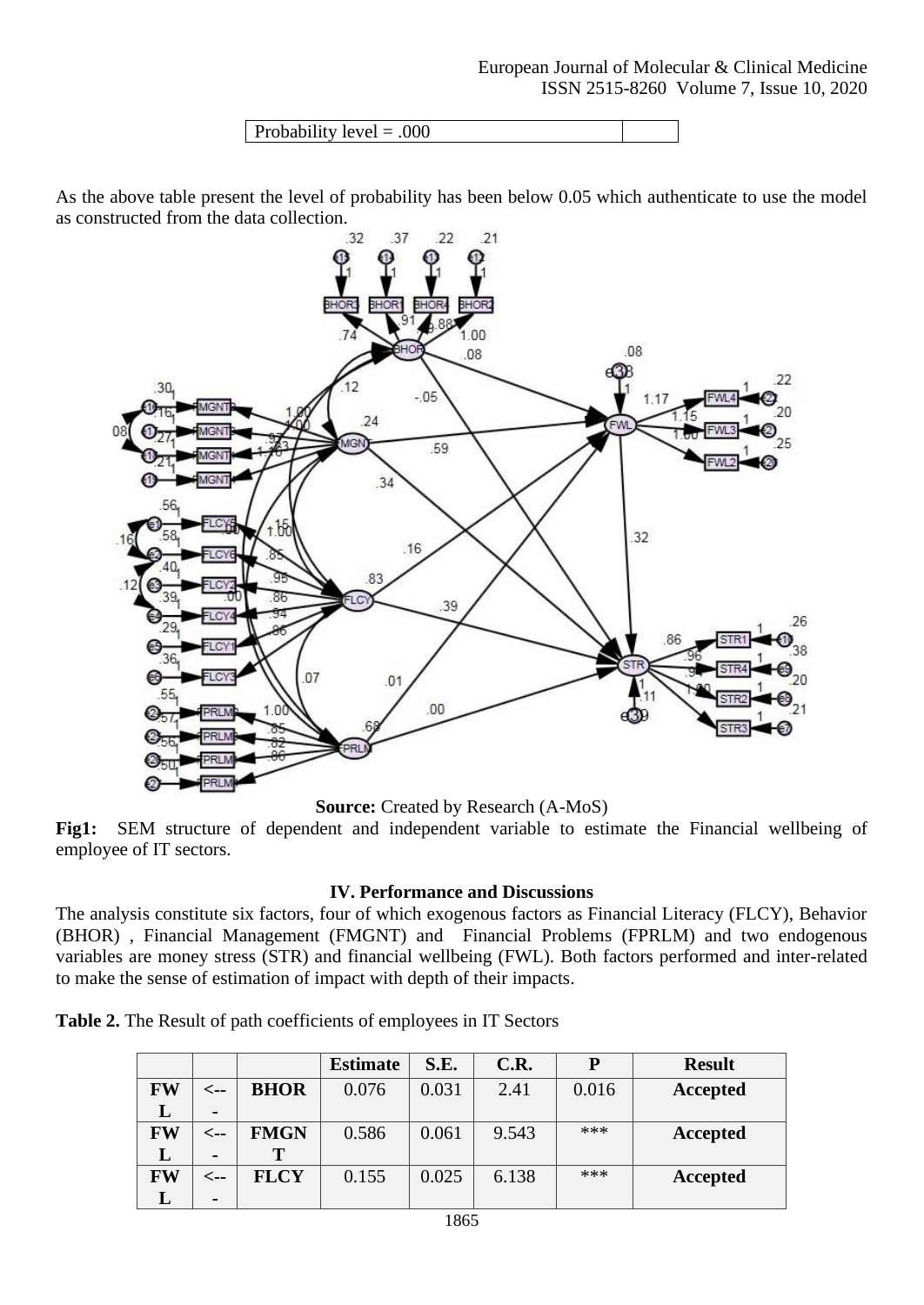| Probability level = .000 | |
|---|---|

As the above table present the level of probability has been below 0.05 which authenticate to use the model as constructed from the data collection.

**Source:** Created by Research (A-MoS)

**Fig1:** SEM structure of dependent and independent variable to estimate the Financial wellbeing of employee of IT sectors.

### IV. Performance and Discussions

The analysis constitute six factors, four of which exogenous factors as Financial Literacy (FLCY), Behavior (BHOR) , Financial Management (FMGNT) and Financial Problems (FPRLM) and two endogenous variables are money stress (STR) and financial wellbeing (FWL). Both factors performed and inter-related to make the sense of estimation of impact with depth of their impacts.

**Table 2.** The Result of path coefficients of employees in IT Sectors

| | | | Estimate | S.E. | C.R. | P | Result |
|---|---|---|---|---|---|---|---|
| FWL | <--- | BHOR | 0.076 | 0.031 | 2.41 | 0.016 | **Accepted** |
| FWL | <--- | FMGNT | 0.586 | 0.061 | 9.543 | *** | **Accepted** |
| FWL | <--- | FLCY | 0.155 | 0.025 | 6.138 | *** | **Accepted** |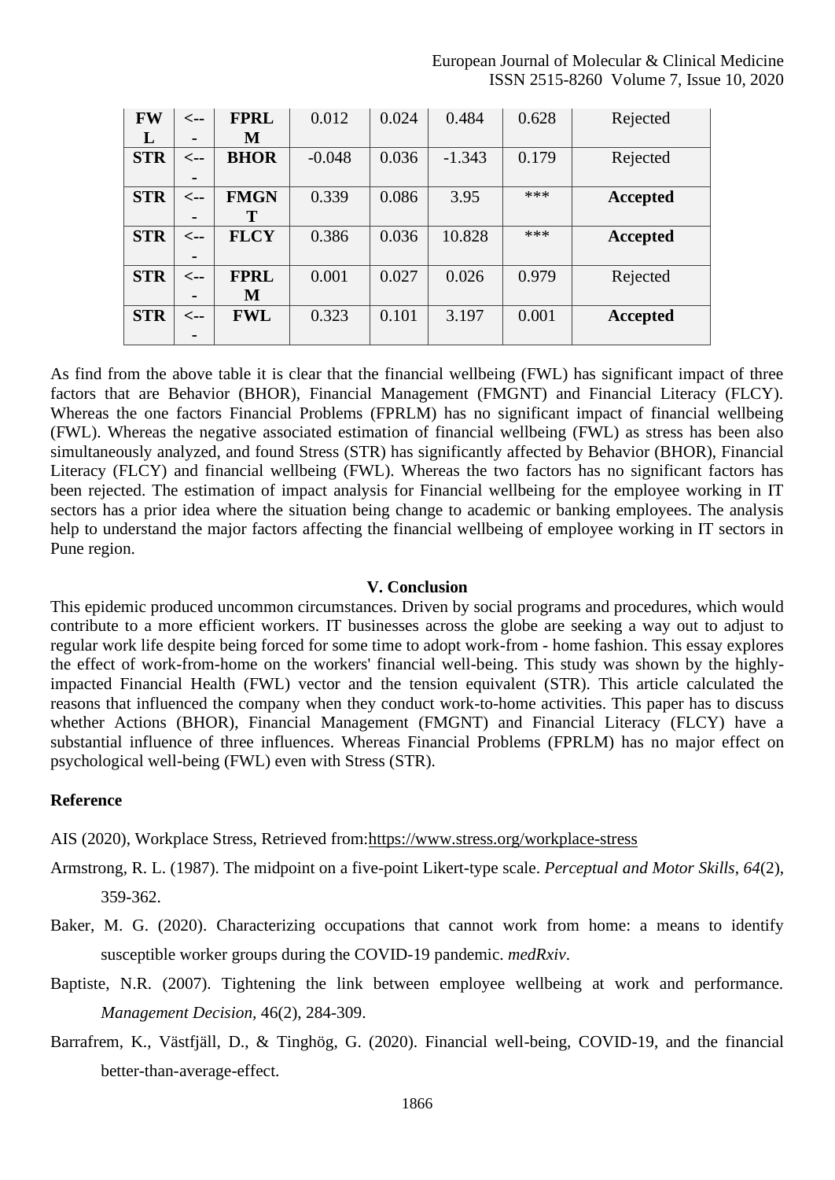| | | | | | | | |
|---|---|---|---|---|---|---|---|
| **FWL** | **<---** | **FPRLM** | 0.012 | 0.024 | 0.484 | 0.628 | Rejected |
| **STR** | **<---** | **BHOR** | -0.048 | 0.036 | -1.343 | 0.179 | Rejected |
| **STR** | **<---** | **FMGNT** | 0.339 | 0.086 | 3.95 | *** | **Accepted** |
| **STR** | **<---** | **FLCY** | 0.386 | 0.036 | 10.828 | *** | **Accepted** |
| **STR** | **<---** | **FPRLM** | 0.001 | 0.027 | 0.026 | 0.979 | Rejected |
| **STR** | **<---** | **FWL** | 0.323 | 0.101 | 3.197 | 0.001 | **Accepted** |

As find from the above table it is clear that the financial wellbeing (FWL) has significant impact of three factors that are Behavior (BHOR), Financial Management (FMGNT) and Financial Literacy (FLCY). Whereas the one factors Financial Problems (FPRLM) has no significant impact of financial wellbeing (FWL). Whereas the negative associated estimation of financial wellbeing (FWL) as stress has been also simultaneously analyzed, and found Stress (STR) has significantly affected by Behavior (BHOR), Financial Literacy (FLCY) and financial wellbeing (FWL). Whereas the two factors has no significant factors has been rejected. The estimation of impact analysis for Financial wellbeing for the employee working in IT sectors has a prior idea where the situation being change to academic or banking employees. The analysis help to understand the major factors affecting the financial wellbeing of employee working in IT sectors in Pune region.

## V. Conclusion

This epidemic produced uncommon circumstances. Driven by social programs and procedures, which would contribute to a more efficient workers. IT businesses across the globe are seeking a way out to adjust to regular work life despite being forced for some time to adopt work-from - home fashion. This essay explores the effect of work-from-home on the workers' financial well-being. This study was shown by the highly-impacted Financial Health (FWL) vector and the tension equivalent (STR). This article calculated the reasons that influenced the company when they conduct work-to-home activities. This paper has to discuss whether Actions (BHOR), Financial Management (FMGNT) and Financial Literacy (FLCY) have a substantial influence of three influences. Whereas Financial Problems (FPRLM) has no major effect on psychological well-being (FWL) even with Stress (STR).

### Reference

AIS (2020), Workplace Stress, Retrieved from:https://www.stress.org/workplace-stress

Armstrong, R. L. (1987). The midpoint on a five-point Likert-type scale. *Perceptual and Motor Skills*, *64*(2), 359-362.

Baker, M. G. (2020). Characterizing occupations that cannot work from home: a means to identify susceptible worker groups during the COVID-19 pandemic. *medRxiv*.

Baptiste, N.R. (2007). Tightening the link between employee wellbeing at work and performance. *Management Decision*, 46(2), 284-309.

Barrafrem, K., Västfjäll, D., & Tinghög, G. (2020). Financial well-being, COVID-19, and the financial better-than-average-effect.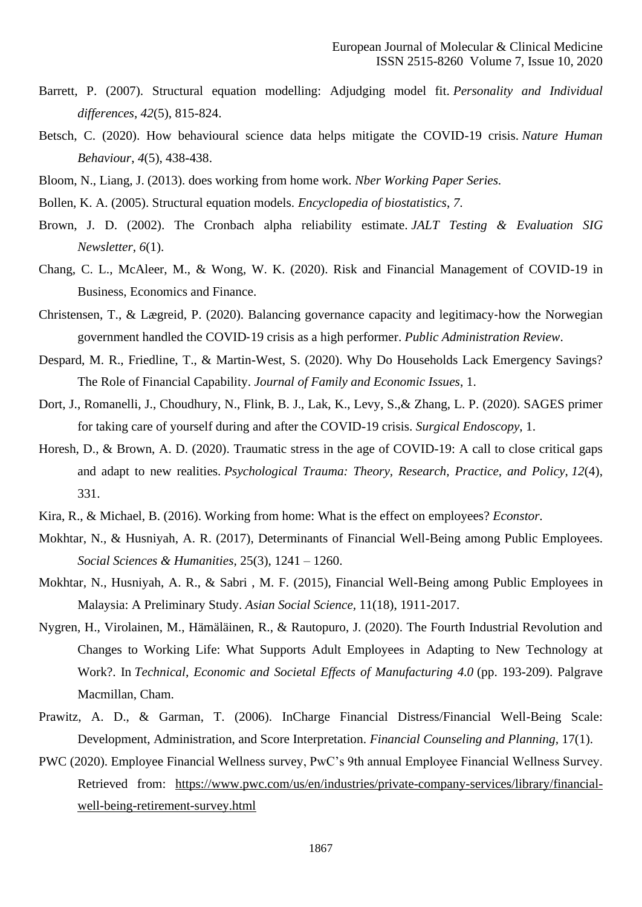Barrett, P. (2007). Structural equation modelling: Adjudging model fit. *Personality and Individual differences*, *42*(5), 815-824.

Betsch, C. (2020). How behavioural science data helps mitigate the COVID-19 crisis. *Nature Human Behaviour*, *4*(5), 438-438.

Bloom, N., Liang, J. (2013). does working from home work. *Nber Working Paper Series.*

Bollen, K. A. (2005). Structural equation models. *Encyclopedia of biostatistics*, *7*.

Brown, J. D. (2002). The Cronbach alpha reliability estimate. *JALT Testing & Evaluation SIG Newsletter*, *6*(1).

Chang, C. L., McAleer, M., & Wong, W. K. (2020). Risk and Financial Management of COVID-19 in Business, Economics and Finance.

Christensen, T., & Lægreid, P. (2020). Balancing governance capacity and legitimacy‐how the Norwegian government handled the COVID‐19 crisis as a high performer. *Public Administration Review*.

Despard, M. R., Friedline, T., & Martin-West, S. (2020). Why Do Households Lack Emergency Savings? The Role of Financial Capability. *Journal of Family and Economic Issues*, 1.

Dort, J., Romanelli, J., Choudhury, N., Flink, B. J., Lak, K., Levy, S.,& Zhang, L. P. (2020). SAGES primer for taking care of yourself during and after the COVID-19 crisis. *Surgical Endoscopy*, 1.

Horesh, D., & Brown, A. D. (2020). Traumatic stress in the age of COVID-19: A call to close critical gaps and adapt to new realities. *Psychological Trauma: Theory, Research, Practice, and Policy*, *12*(4), 331.

Kira, R., & Michael, B. (2016). Working from home: What is the effect on employees? *Econstor.*

Mokhtar, N., & Husniyah, A. R. (2017), Determinants of Financial Well-Being among Public Employees. *Social Sciences & Humanities*, 25(3), 1241 – 1260.

Mokhtar, N., Husniyah, A. R., & Sabri , M. F. (2015), Financial Well-Being among Public Employees in Malaysia: A Preliminary Study. *Asian Social Science*, 11(18), 1911-2017.

Nygren, H., Virolainen, M., Hämäläinen, R., & Rautopuro, J. (2020). The Fourth Industrial Revolution and Changes to Working Life: What Supports Adult Employees in Adapting to New Technology at Work?. In *Technical, Economic and Societal Effects of Manufacturing 4.0* (pp. 193-209). Palgrave Macmillan, Cham.

Prawitz, A. D., & Garman, T. (2006). InCharge Financial Distress/Financial Well-Being Scale: Development, Administration, and Score Interpretation. *Financial Counseling and Planning,* 17(1).

PWC (2020). Employee Financial Wellness survey, PwC's 9th annual Employee Financial Wellness Survey. Retrieved from: https://www.pwc.com/us/en/industries/private-company-services/library/financial-well-being-retirement-survey.html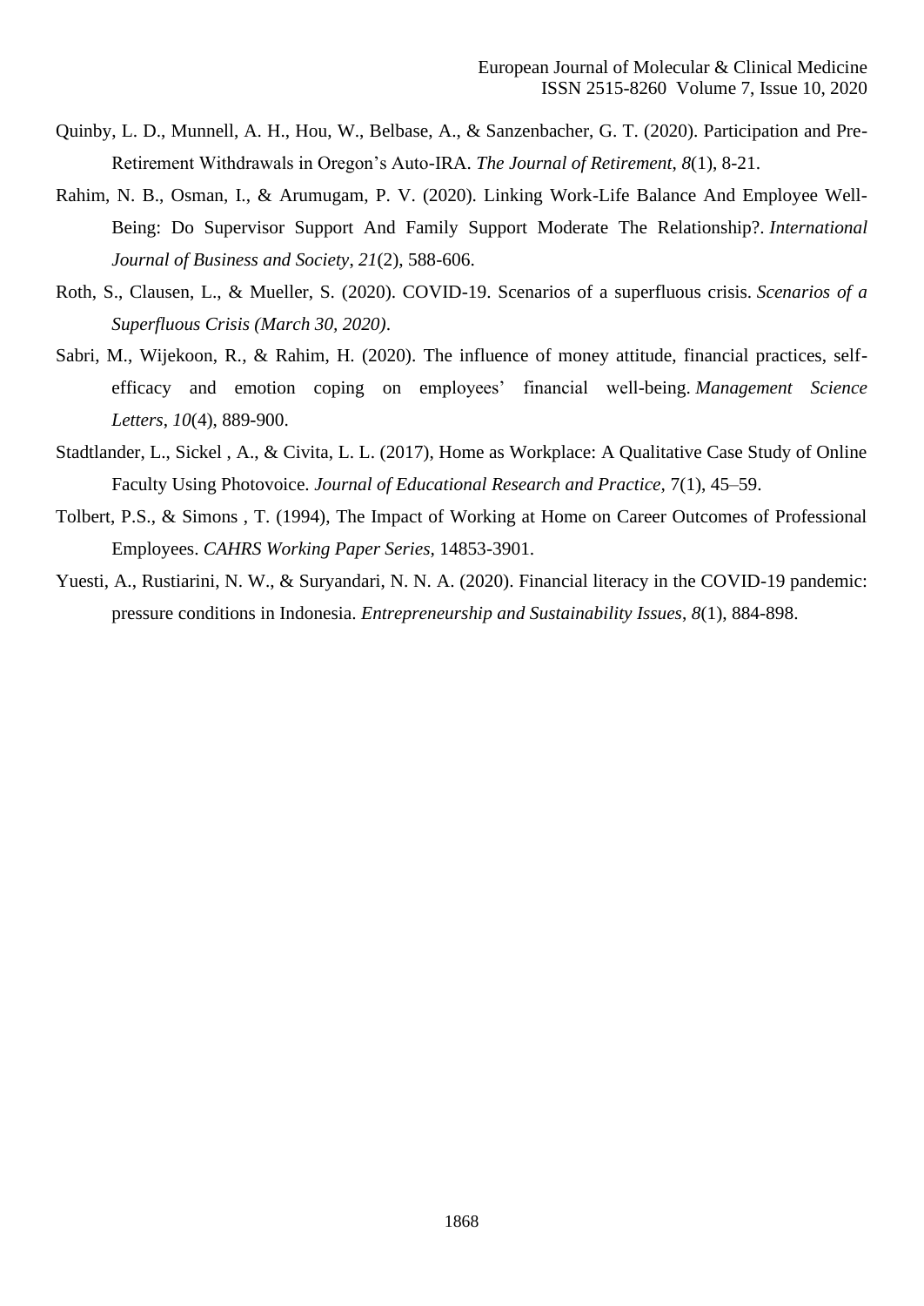Quinby, L. D., Munnell, A. H., Hou, W., Belbase, A., & Sanzenbacher, G. T. (2020). Participation and Pre-Retirement Withdrawals in Oregon's Auto-IRA. *The Journal of Retirement*, *8*(1), 8-21.

Rahim, N. B., Osman, I., & Arumugam, P. V. (2020). Linking Work-Life Balance And Employee Well-Being: Do Supervisor Support And Family Support Moderate The Relationship?. *International Journal of Business and Society*, *21*(2), 588-606.

Roth, S., Clausen, L., & Mueller, S. (2020). COVID-19. Scenarios of a superfluous crisis. *Scenarios of a Superfluous Crisis (March 30, 2020)*.

Sabri, M., Wijekoon, R., & Rahim, H. (2020). The influence of money attitude, financial practices, self-efficacy and emotion coping on employees' financial well-being. *Management Science Letters*, *10*(4), 889-900.

Stadtlander, L., Sickel , A., & Civita, L. L. (2017), Home as Workplace: A Qualitative Case Study of Online Faculty Using Photovoice. *Journal of Educational Research and Practice*, 7(1), 45–59.

Tolbert, P.S., & Simons , T. (1994), The Impact of Working at Home on Career Outcomes of Professional Employees. *CAHRS Working Paper Series*, 14853-3901.

Yuesti, A., Rustiarini, N. W., & Suryandari, N. N. A. (2020). Financial literacy in the COVID-19 pandemic: pressure conditions in Indonesia. *Entrepreneurship and Sustainability Issues*, *8*(1), 884-898.